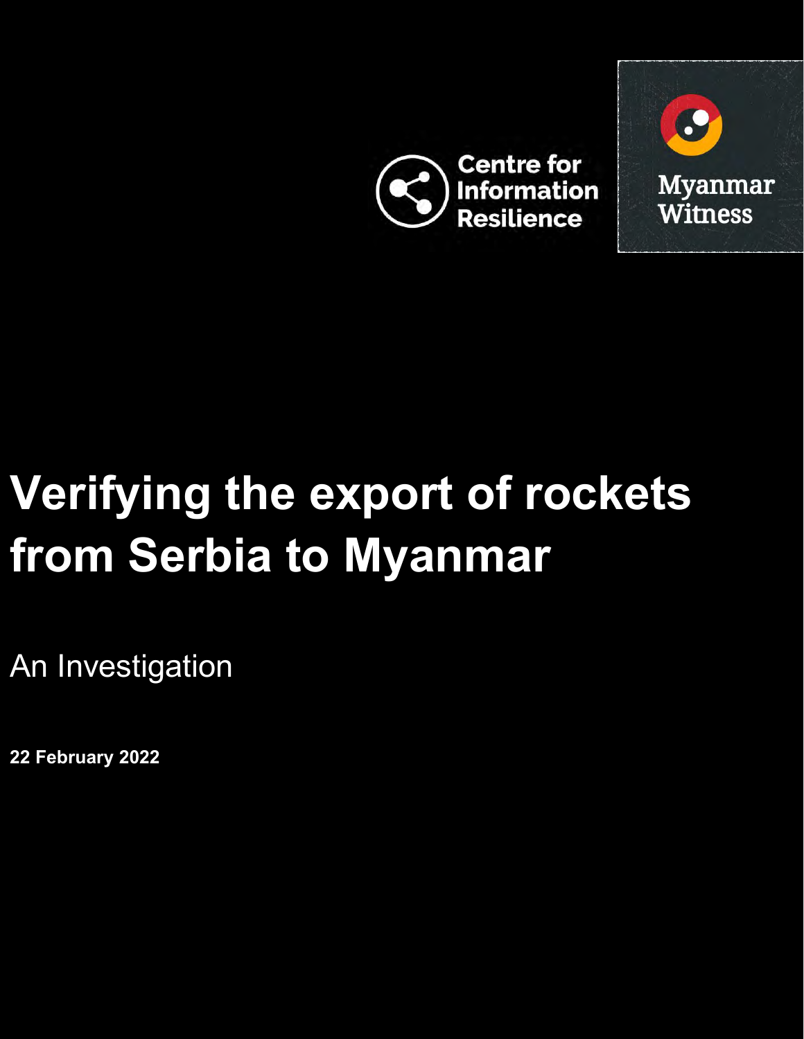Centre for Information Resilience

Myanmar Witness

# Verifying the export of rockets from Serbia to Myanmar

An Investigation

**22 February 2022**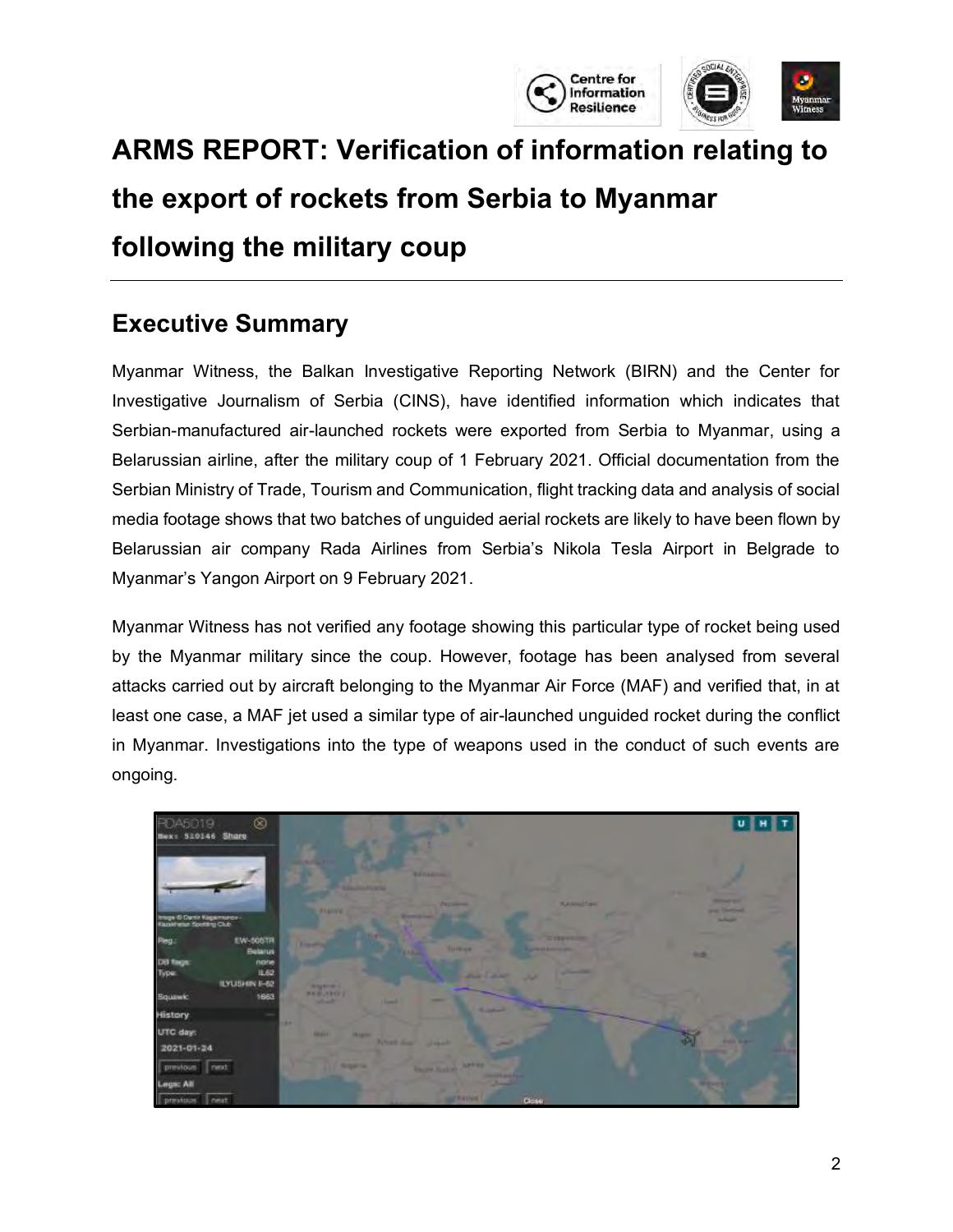# ARMS REPORT: Verification of information relating to the export of rockets from Serbia to Myanmar following the military coup

## Executive Summary

Myanmar Witness, the Balkan Investigative Reporting Network (BIRN) and the Center for Investigative Journalism of Serbia (CINS), have identified information which indicates that Serbian-manufactured air-launched rockets were exported from Serbia to Myanmar, using a Belarussian airline, after the military coup of 1 February 2021. Official documentation from the Serbian Ministry of Trade, Tourism and Communication, flight tracking data and analysis of social media footage shows that two batches of unguided aerial rockets are likely to have been flown by Belarussian air company Rada Airlines from Serbia's Nikola Tesla Airport in Belgrade to Myanmar's Yangon Airport on 9 February 2021.

Myanmar Witness has not verified any footage showing this particular type of rocket being used by the Myanmar military since the coup. However, footage has been analysed from several attacks carried out by aircraft belonging to the Myanmar Air Force (MAF) and verified that, in at least one case, a MAF jet used a similar type of air-launched unguided rocket during the conflict in Myanmar. Investigations into the type of weapons used in the conduct of such events are ongoing.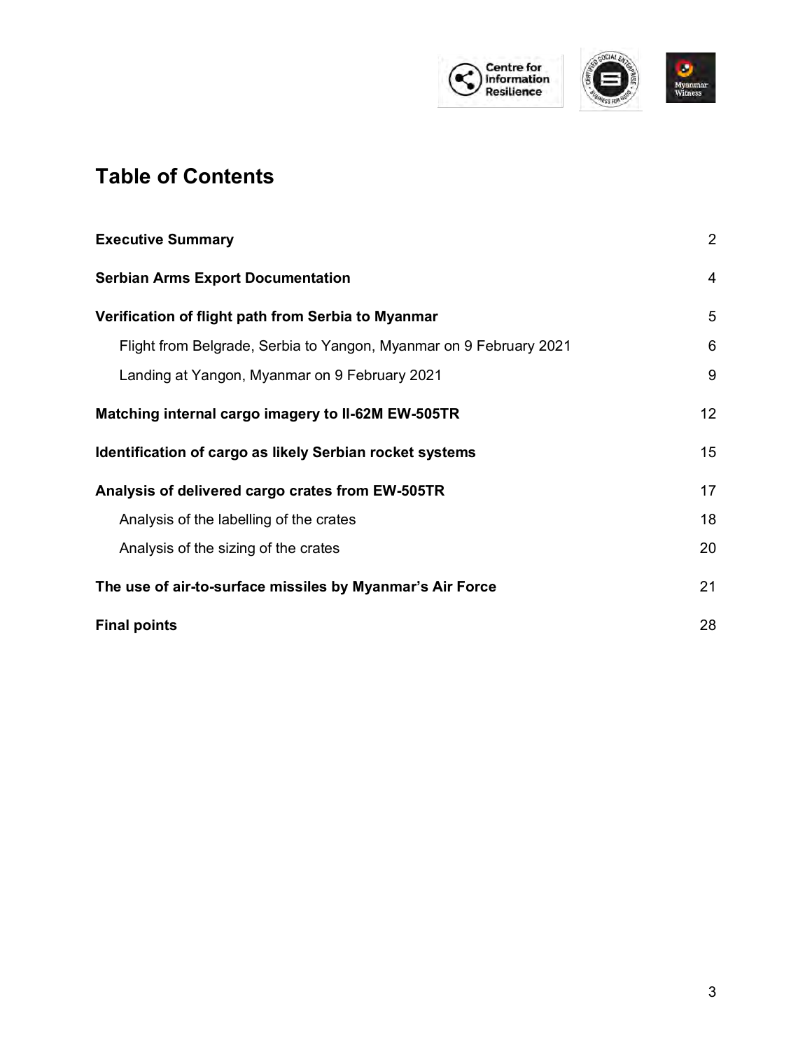# Table of Contents

| | |
|---|---|
| **Executive Summary** | 2 |
| **Serbian Arms Export Documentation** | 4 |
| **Verification of flight path from Serbia to Myanmar** | 5 |
| Flight from Belgrade, Serbia to Yangon, Myanmar on 9 February 2021 | 6 |
| Landing at Yangon, Myanmar on 9 February 2021 | 9 |
| **Matching internal cargo imagery to Il-62M EW-505TR** | 12 |
| **Identification of cargo as likely Serbian rocket systems** | 15 |
| **Analysis of delivered cargo crates from EW-505TR** | 17 |
| Analysis of the labelling of the crates | 18 |
| Analysis of the sizing of the crates | 20 |
| **The use of air-to-surface missiles by Myanmar's Air Force** | 21 |
| **Final points** | 28 |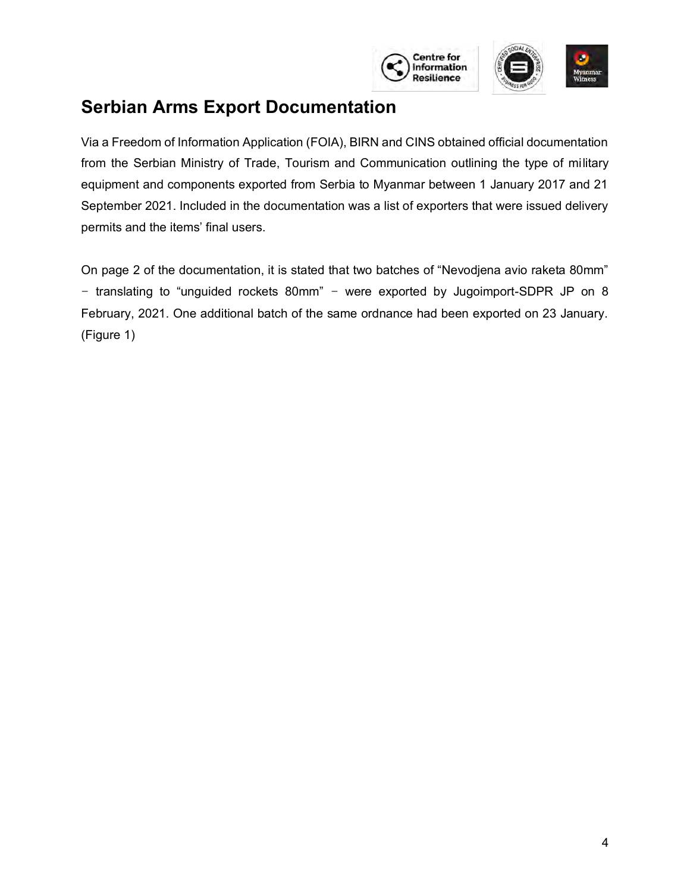## Serbian Arms Export Documentation

Via a Freedom of Information Application (FOIA), BIRN and CINS obtained official documentation from the Serbian Ministry of Trade, Tourism and Communication outlining the type of military equipment and components exported from Serbia to Myanmar between 1 January 2017 and 21 September 2021. Included in the documentation was a list of exporters that were issued delivery permits and the items' final users.

On page 2 of the documentation, it is stated that two batches of "Nevodjena avio raketa 80mm" − translating to "unguided rockets 80mm" − were exported by Jugoimport-SDPR JP on 8 February, 2021. One additional batch of the same ordnance had been exported on 23 January. (Figure 1)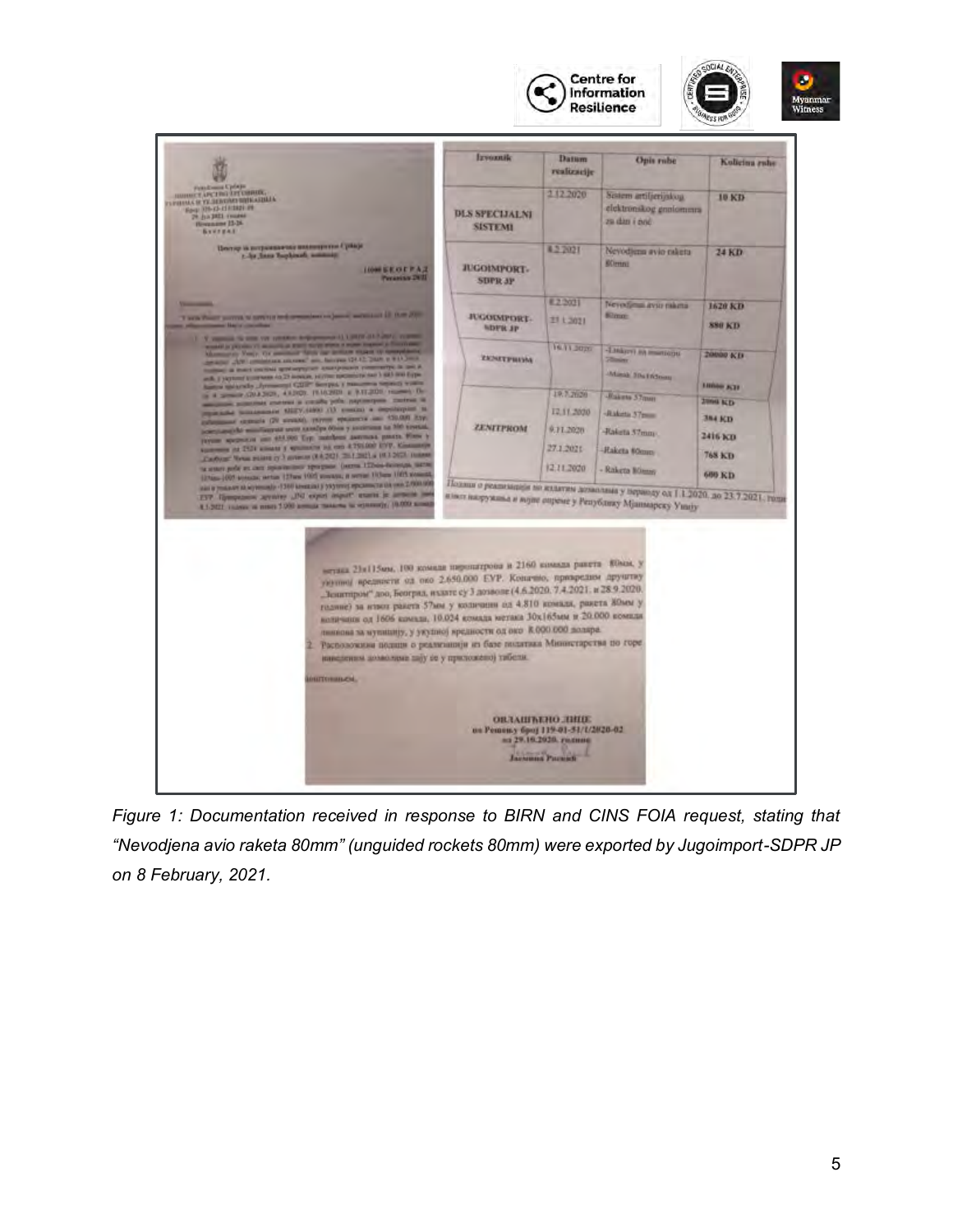| Izvoznik | Datum realizacije | Opis robe | Količina robe |
|---|---|---|---|
| DLS SPECIJALNI SISTEMI | 2.12.2020 | Sistem artiljerijskog elektronskog goniometra za dan i noć | 10 KD |
| JUGOIMPORT-SDPR JP | 8.2.2021 | Nevodjena avio raketa 80mm | 24 KD |
| JUGOIMPORT-SDPR JP | 8.2.2021<br>23.1.2021 | Nevodjena avio raketa 80mm | 1620 KD<br>880 KD |
| ZENITPROM | 16.11.2020 | -Laskovi za municiju 30mm<br>-Mašak 30x165mm | 20000 KD<br>10000 KD |
| ZENITPROM | 19.7.2020<br>12.11.2020<br>9.11.2020<br>27.1.2021<br>12.11.2020 | -Raketa 57mm<br>-Raketa 57mm<br>-Raketa 57mm<br>-Raketa 80mm<br>- Raketa 80mm | 2000 KD<br>384 KD<br>2416 KD<br>768 KD<br>600 KD |

Подаци о реализацији по издатим дозволама у периоду од 1.1.2020. до 23.7.2021. године извоз наоружања и војне опреме у Републику Мјанмарску Унију

метака 23х115мм, 100 комада пиропатрона и 2160 комада ракета 80мм, у укупној вредности од око 2.650.000 ЕУР. Коначно, привредном друштву „Зенитпром" доо, Београд, издате су 3 дозволе (4.6.2020, 7.4.2021. и 28.9.2020. године) за извоз ракета 57мм у количини од 4.810 комада, ракета 80мм у количини од 1606 комада, 10.024 комада метака 30х165мм и 20.000 комада линкова за муницију, у укупној вредности од око 8.000.000 долара.

2. Расположиви подаци о реализацији из базе података Министарства по горе наведеним дозволама дају се у приложеној табели.

ОВЛАШЋЕНО ЛИЦЕ
по Решењу број 119-01-51/1/2020-02
од 29.10.2020. године
Јасмина Роскић

*Figure 1: Documentation received in response to BIRN and CINS FOIA request, stating that "Nevodjena avio raketa 80mm" (unguided rockets 80mm) were exported by Jugoimport-SDPR JP on 8 February, 2021.*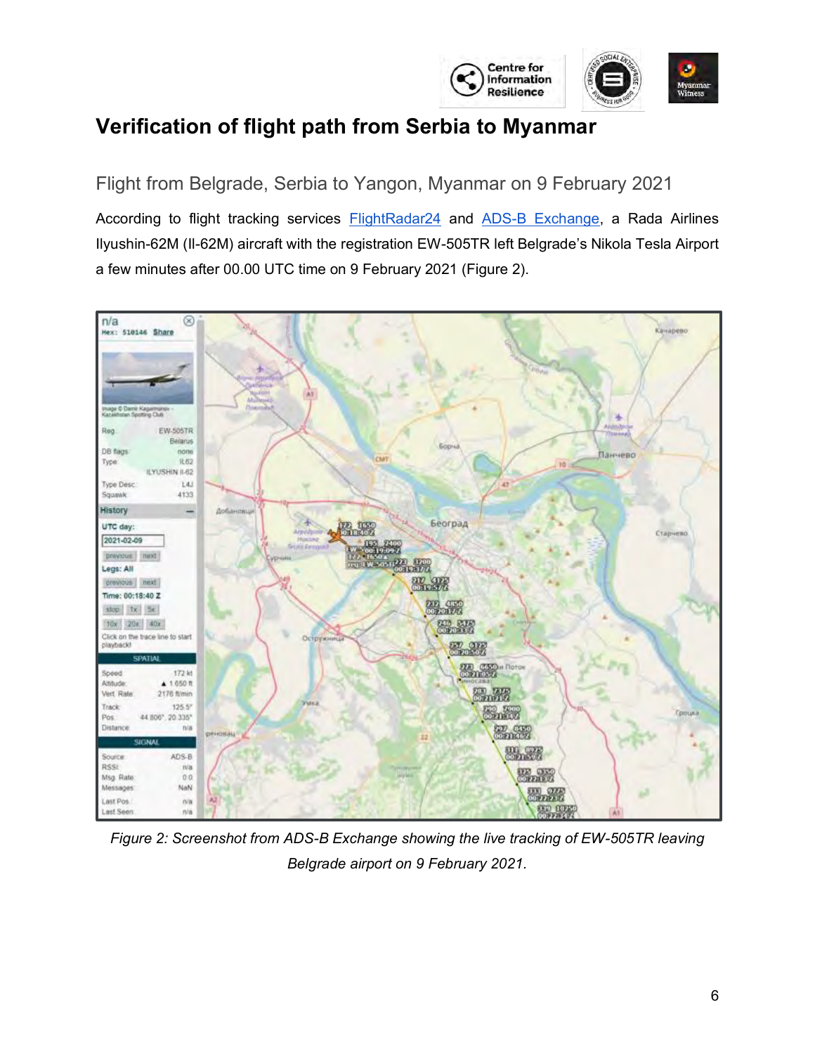# Verification of flight path from Serbia to Myanmar

## Flight from Belgrade, Serbia to Yangon, Myanmar on 9 February 2021

According to flight tracking services FlightRadar24 and ADS-B Exchange, a Rada Airlines Ilyushin-62M (Il-62M) aircraft with the registration EW-505TR left Belgrade's Nikola Tesla Airport a few minutes after 00.00 UTC time on 9 February 2021 (Figure 2).

*Figure 2: Screenshot from ADS-B Exchange showing the live tracking of EW-505TR leaving Belgrade airport on 9 February 2021.*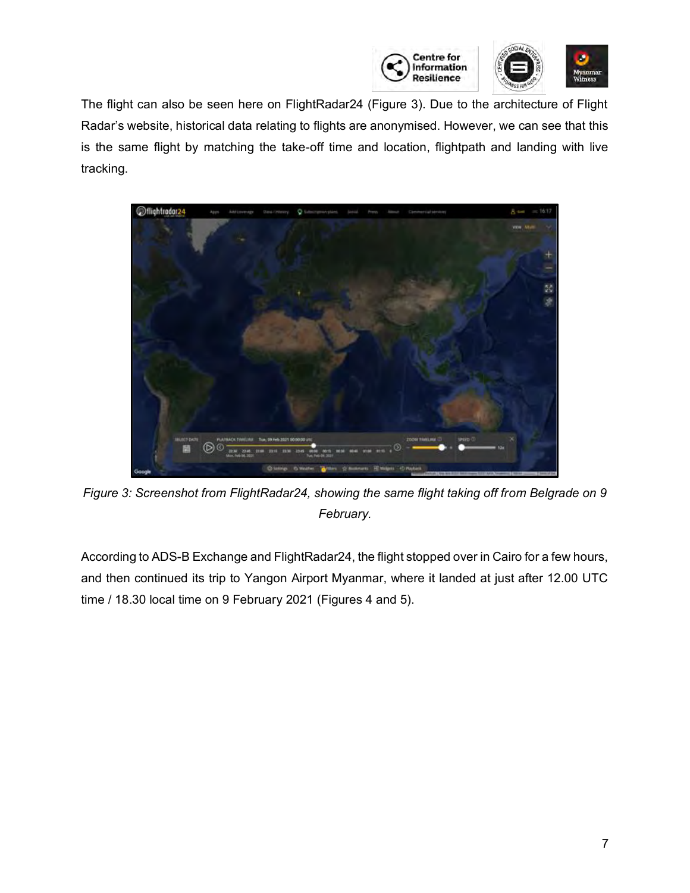The flight can also be seen here on FlightRadar24 (Figure 3). Due to the architecture of Flight Radar's website, historical data relating to flights are anonymised. However, we can see that this is the same flight by matching the take-off time and location, flightpath and landing with live tracking.

*Figure 3: Screenshot from FlightRadar24, showing the same flight taking off from Belgrade on 9 February.*

According to ADS-B Exchange and FlightRadar24, the flight stopped over in Cairo for a few hours, and then continued its trip to Yangon Airport Myanmar, where it landed at just after 12.00 UTC time / 18.30 local time on 9 February 2021 (Figures 4 and 5).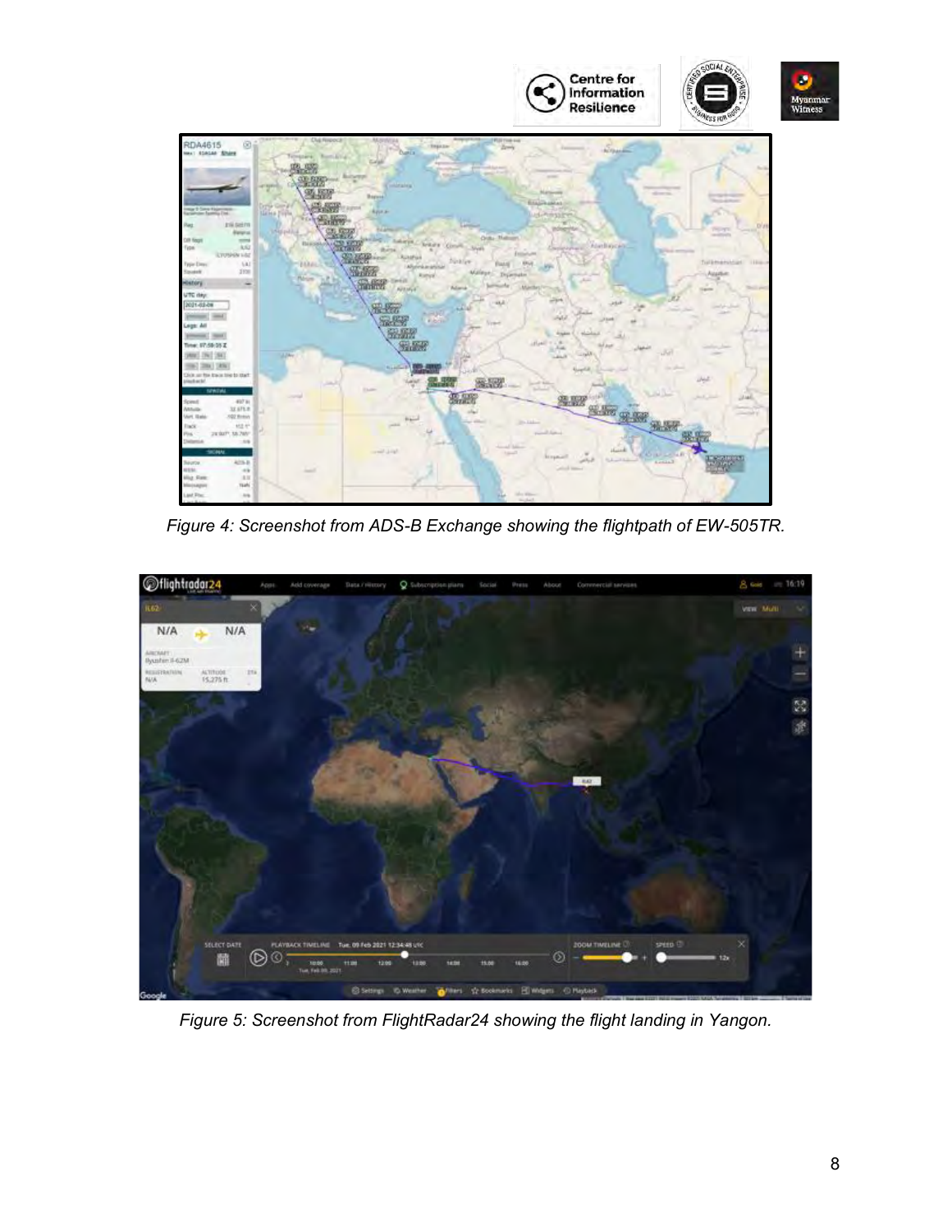Figure 4: Screenshot from ADS-B Exchange showing the flightpath of EW-505TR.

Figure 5: Screenshot from FlightRadar24 showing the flight landing in Yangon.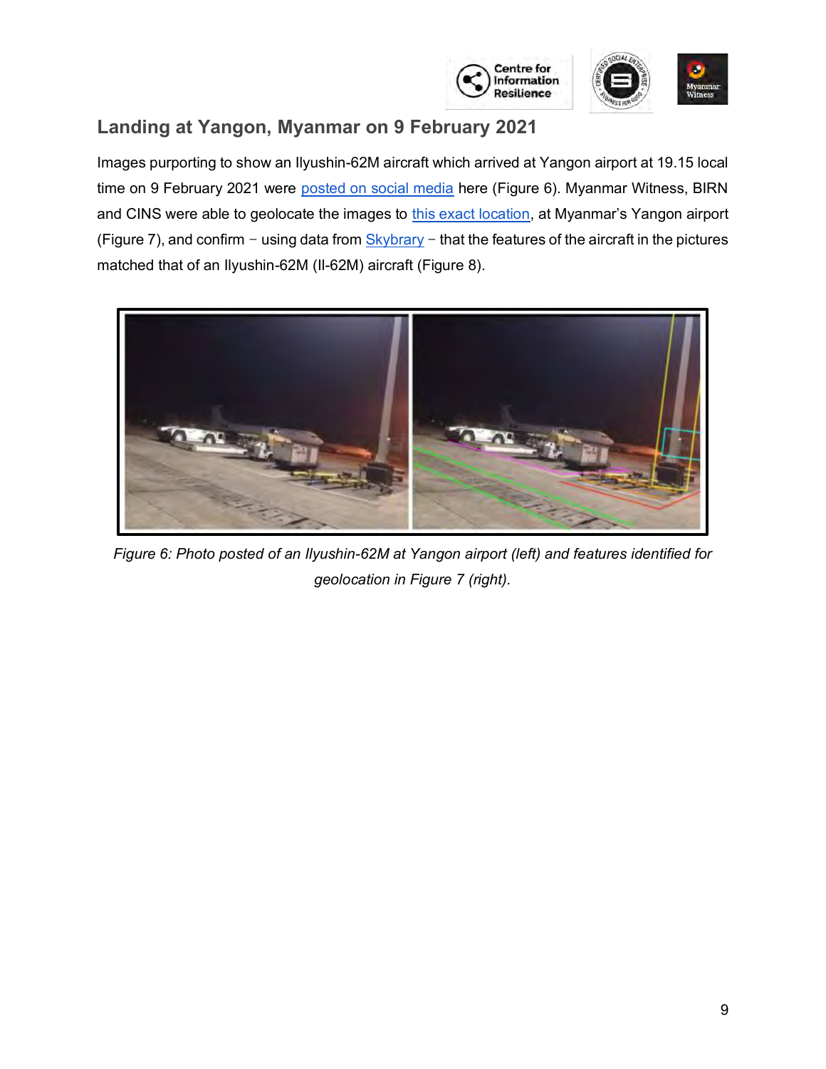## Landing at Yangon, Myanmar on 9 February 2021

Images purporting to show an Ilyushin-62M aircraft which arrived at Yangon airport at 19.15 local time on 9 February 2021 were posted on social media here (Figure 6). Myanmar Witness, BIRN and CINS were able to geolocate the images to this exact location, at Myanmar's Yangon airport (Figure 7), and confirm – using data from Skybrary – that the features of the aircraft in the pictures matched that of an Ilyushin-62M (Il-62M) aircraft (Figure 8).

*Figure 6: Photo posted of an Ilyushin-62M at Yangon airport (left) and features identified for geolocation in Figure 7 (right).*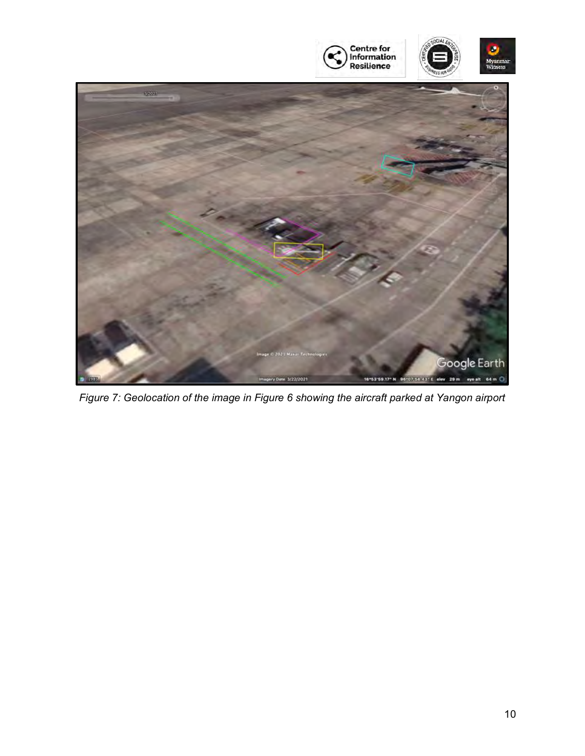*Figure 7: Geolocation of the image in Figure 6 showing the aircraft parked at Yangon airport*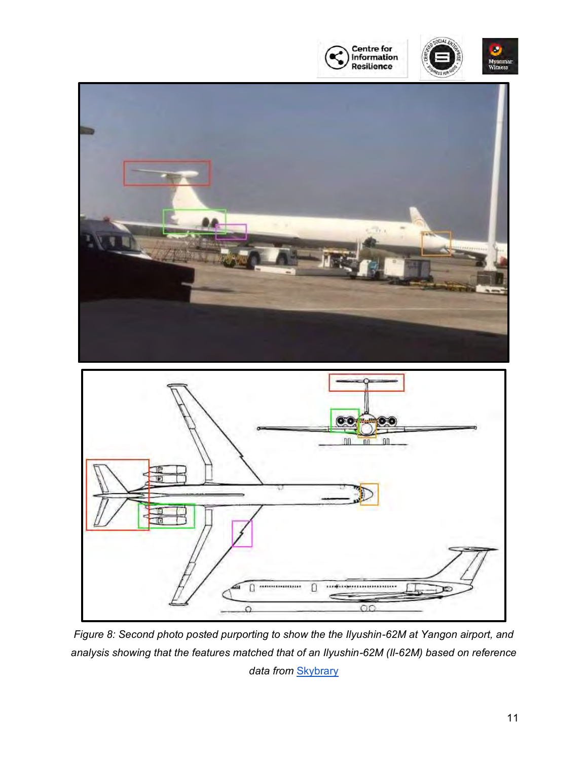*Figure 8: Second photo posted purporting to show the the Ilyushin-62M at Yangon airport, and analysis showing that the features matched that of an Ilyushin-62M (Il-62M) based on reference data from [Skybrary](Skybrary)*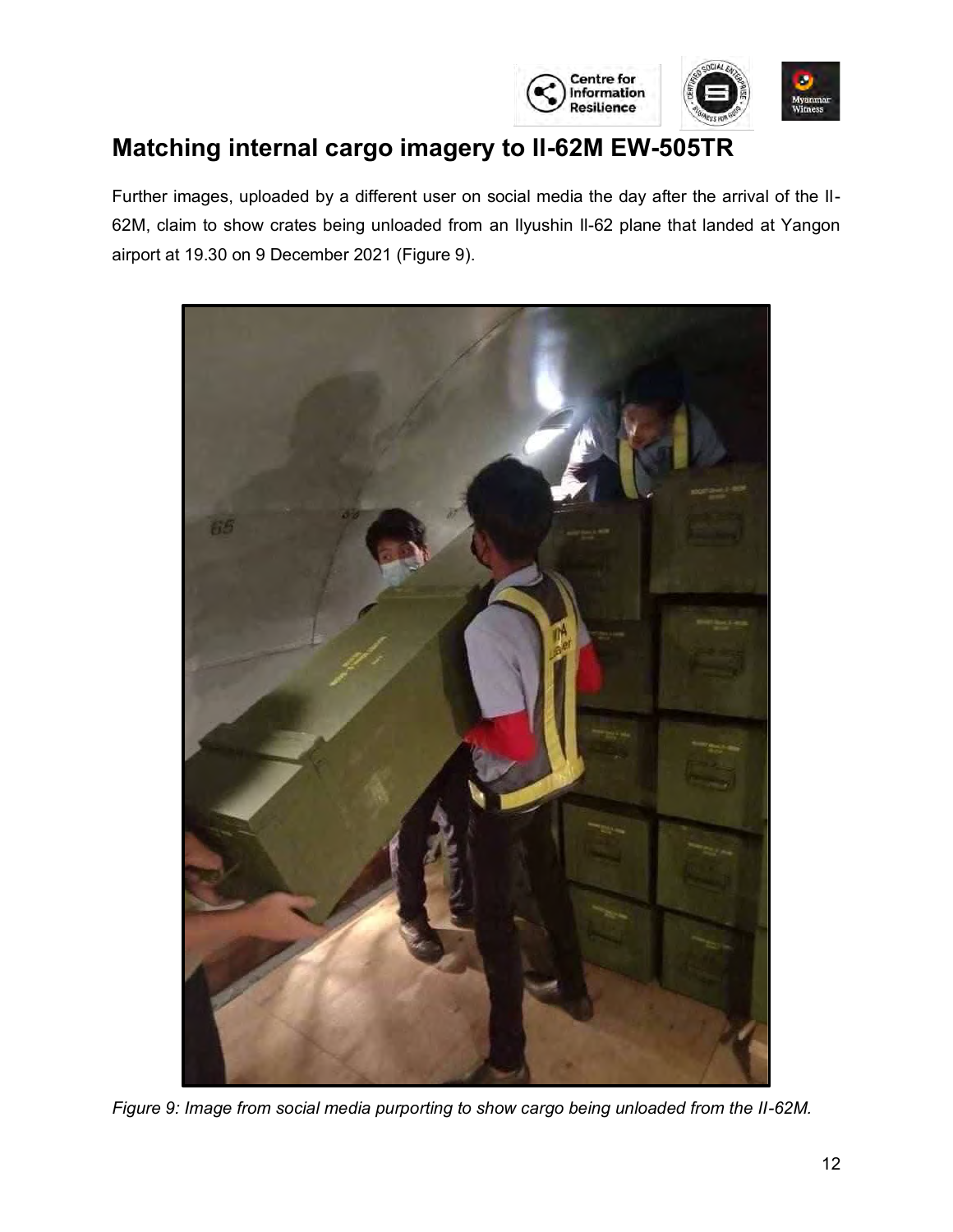## Matching internal cargo imagery to Il-62M EW-505TR

Further images, uploaded by a different user on social media the day after the arrival of the Il-62M, claim to show crates being unloaded from an Ilyushin Il-62 plane that landed at Yangon airport at 19.30 on 9 December 2021 (Figure 9).

*Figure 9: Image from social media purporting to show cargo being unloaded from the Il-62M.*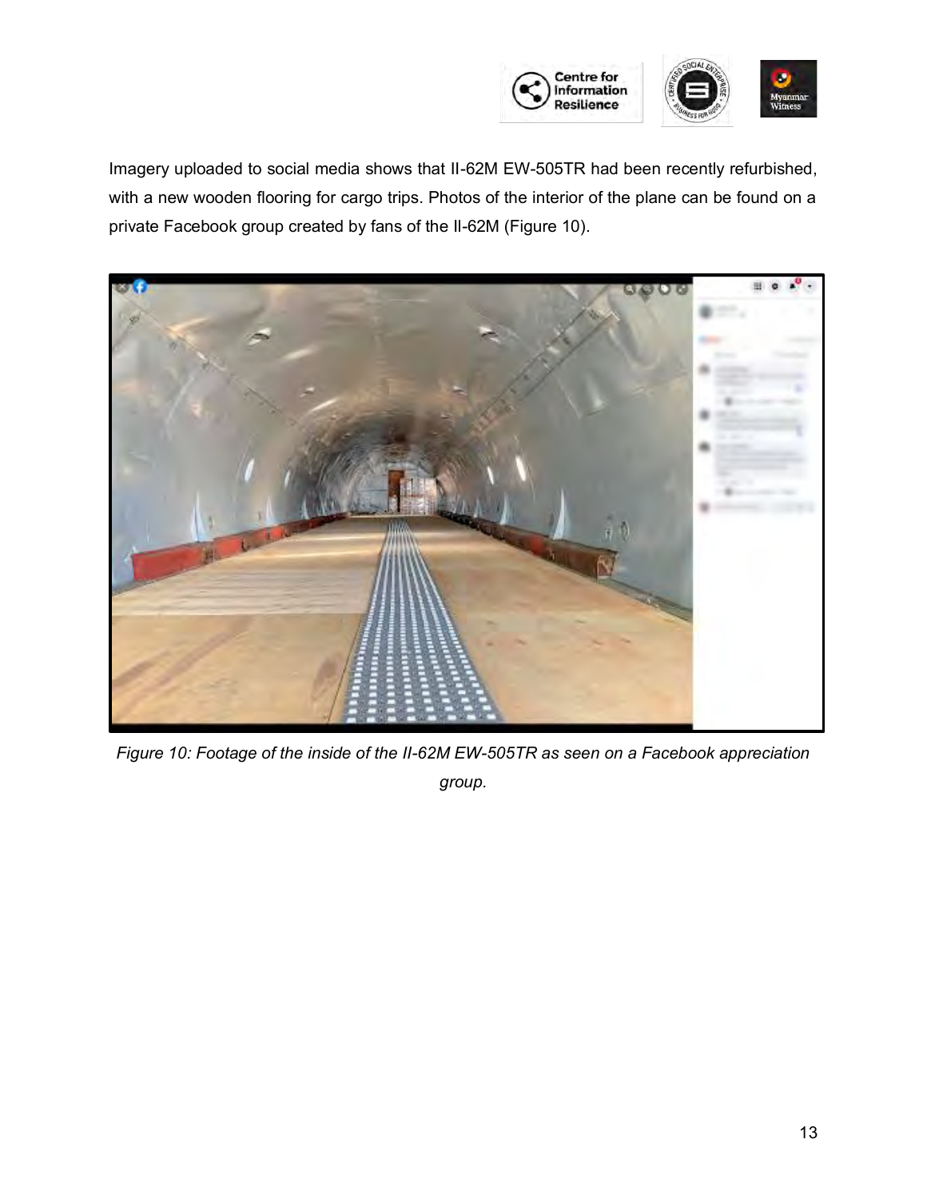Imagery uploaded to social media shows that Il-62M EW-505TR had been recently refurbished, with a new wooden flooring for cargo trips. Photos of the interior of the plane can be found on a private Facebook group created by fans of the Il-62M (Figure 10).

*Figure 10: Footage of the inside of the Il-62M EW-505TR as seen on a Facebook appreciation group.*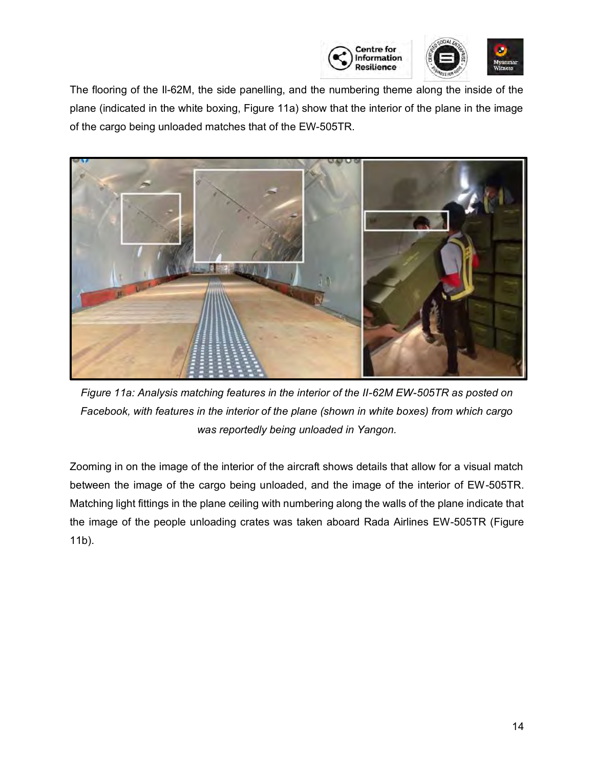The flooring of the Il-62M, the side panelling, and the numbering theme along the inside of the plane (indicated in the white boxing, Figure 11a) show that the interior of the plane in the image of the cargo being unloaded matches that of the EW-505TR.

*Figure 11a: Analysis matching features in the interior of the II-62M EW-505TR as posted on Facebook, with features in the interior of the plane (shown in white boxes) from which cargo was reportedly being unloaded in Yangon.*

Zooming in on the image of the interior of the aircraft shows details that allow for a visual match between the image of the cargo being unloaded, and the image of the interior of EW-505TR. Matching light fittings in the plane ceiling with numbering along the walls of the plane indicate that the image of the people unloading crates was taken aboard Rada Airlines EW-505TR (Figure 11b).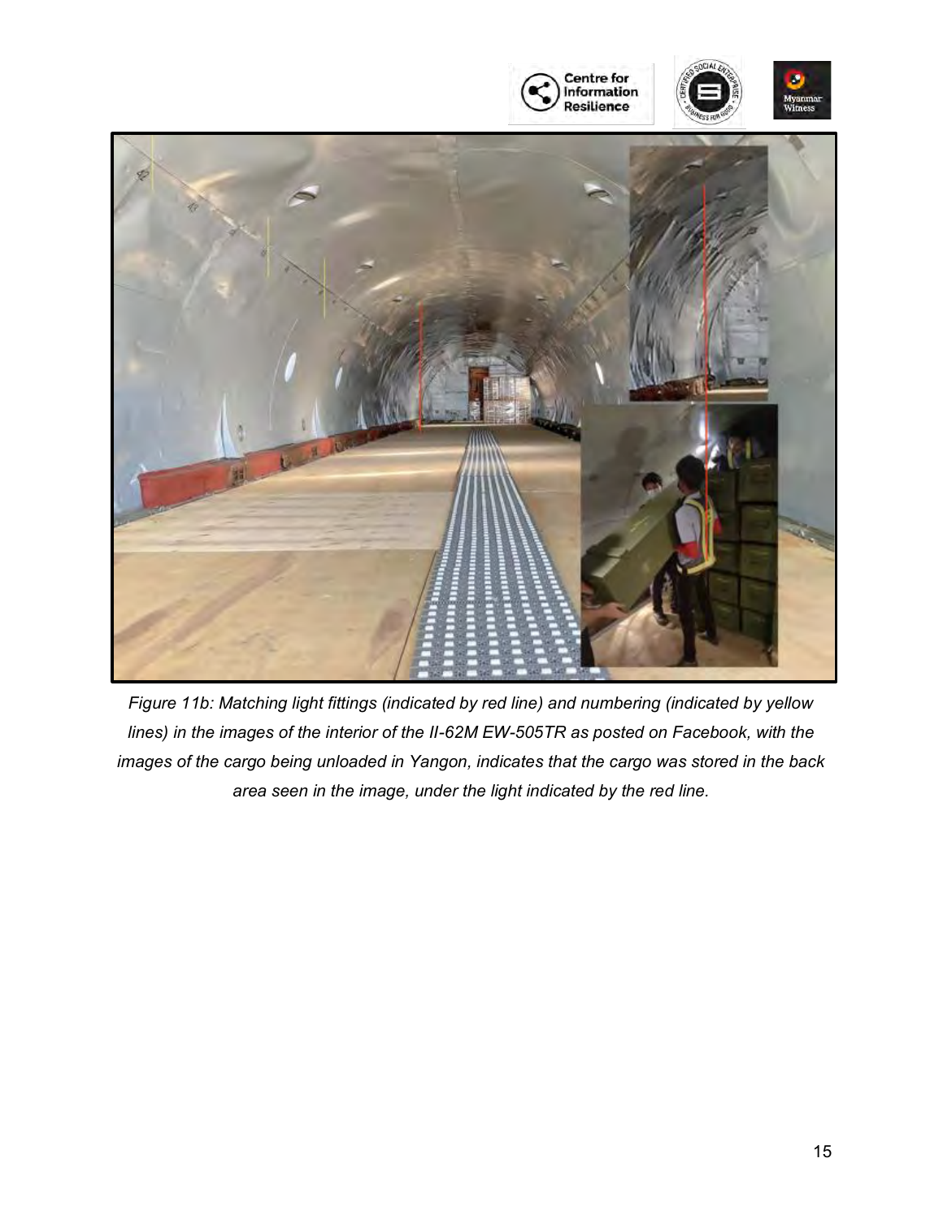*Figure 11b: Matching light fittings (indicated by red line) and numbering (indicated by yellow lines) in the images of the interior of the Il-62M EW-505TR as posted on Facebook, with the images of the cargo being unloaded in Yangon, indicates that the cargo was stored in the back area seen in the image, under the light indicated by the red line.*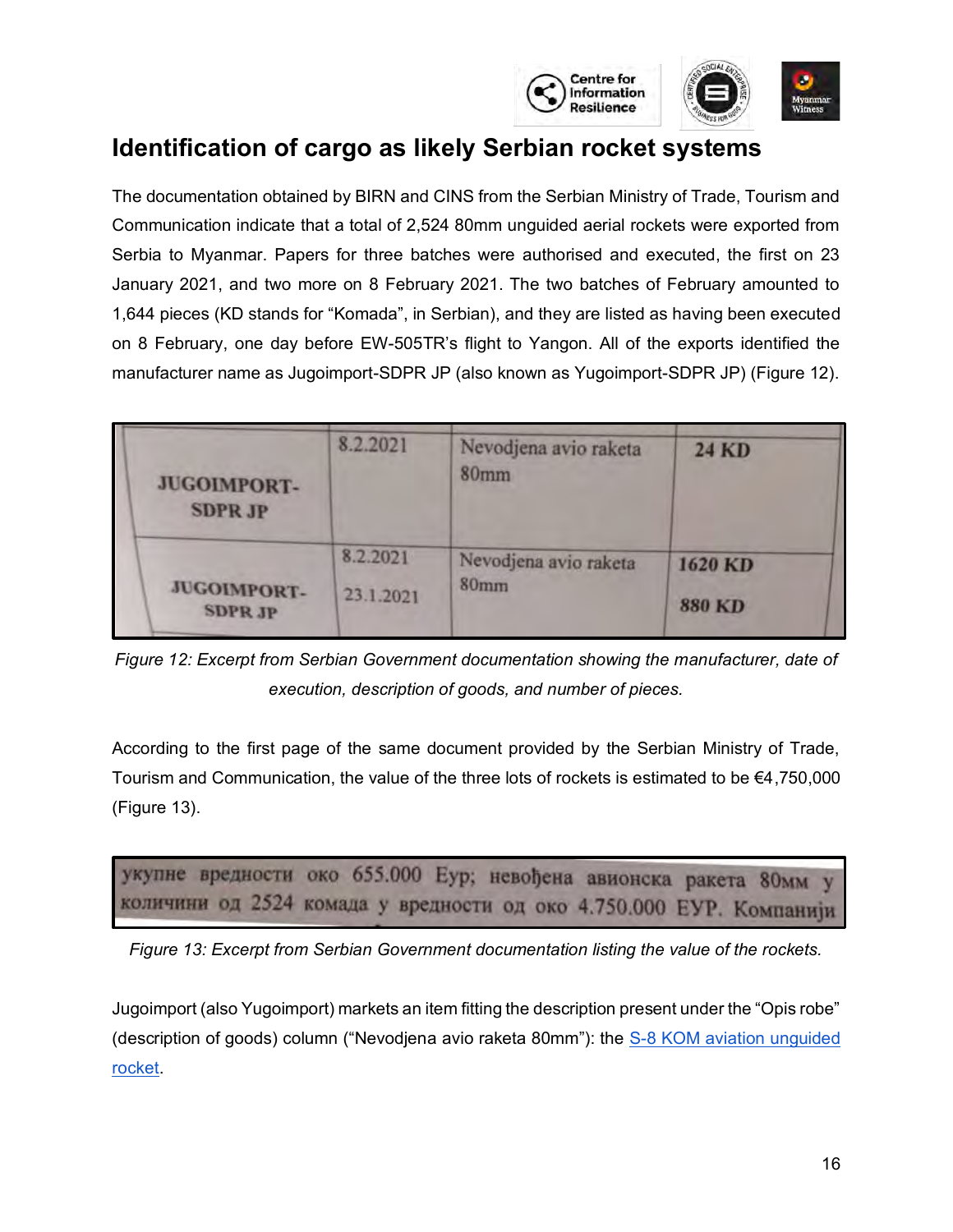# Identification of cargo as likely Serbian rocket systems

The documentation obtained by BIRN and CINS from the Serbian Ministry of Trade, Tourism and Communication indicate that a total of 2,524 80mm unguided aerial rockets were exported from Serbia to Myanmar. Papers for three batches were authorised and executed, the first on 23 January 2021, and two more on 8 February 2021. The two batches of February amounted to 1,644 pieces (KD stands for "Komada", in Serbian), and they are listed as having been executed on 8 February, one day before EW-505TR's flight to Yangon. All of the exports identified the manufacturer name as Jugoimport-SDPR JP (also known as Yugoimport-SDPR JP) (Figure 12).

| | | | |
|---|---|---|---|
| JUGOIMPORT-SDPR JP | 8.2.2021 | Nevodjena avio raketa 80mm | 24 KD |
| JUGOIMPORT-SDPR JP | 8.2.2021<br>23.1.2021 | Nevodjena avio raketa 80mm | 1620 KD<br>880 KD |

*Figure 12: Excerpt from Serbian Government documentation showing the manufacturer, date of execution, description of goods, and number of pieces.*

According to the first page of the same document provided by the Serbian Ministry of Trade, Tourism and Communication, the value of the three lots of rockets is estimated to be €4,750,000 (Figure 13).

укупне вредности око 655.000 Еур; невођена авионска ракета 80мм у количини од 2524 комада у вредности од око 4.750.000 ЕУР. Компанији

*Figure 13: Excerpt from Serbian Government documentation listing the value of the rockets.*

Jugoimport (also Yugoimport) markets an item fitting the description present under the "Opis robe" (description of goods) column ("Nevodjena avio raketa 80mm"): the S-8 KOM aviation unguided rocket.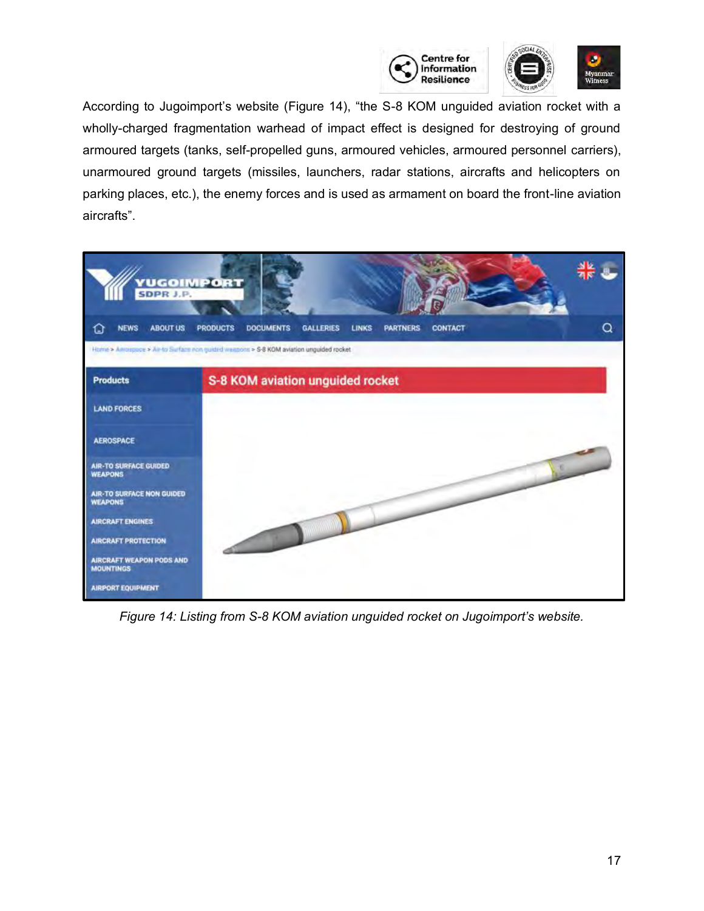According to Jugoimport's website (Figure 14), "the S-8 KOM unguided aviation rocket with a wholly-charged fragmentation warhead of impact effect is designed for destroying of ground armoured targets (tanks, self-propelled guns, armoured vehicles, armoured personnel carriers), unarmoured ground targets (missiles, launchers, radar stations, aircrafts and helicopters on parking places, etc.), the enemy forces and is used as armament on board the front-line aviation aircrafts".

*Figure 14: Listing from S-8 KOM aviation unguided rocket on Jugoimport's website.*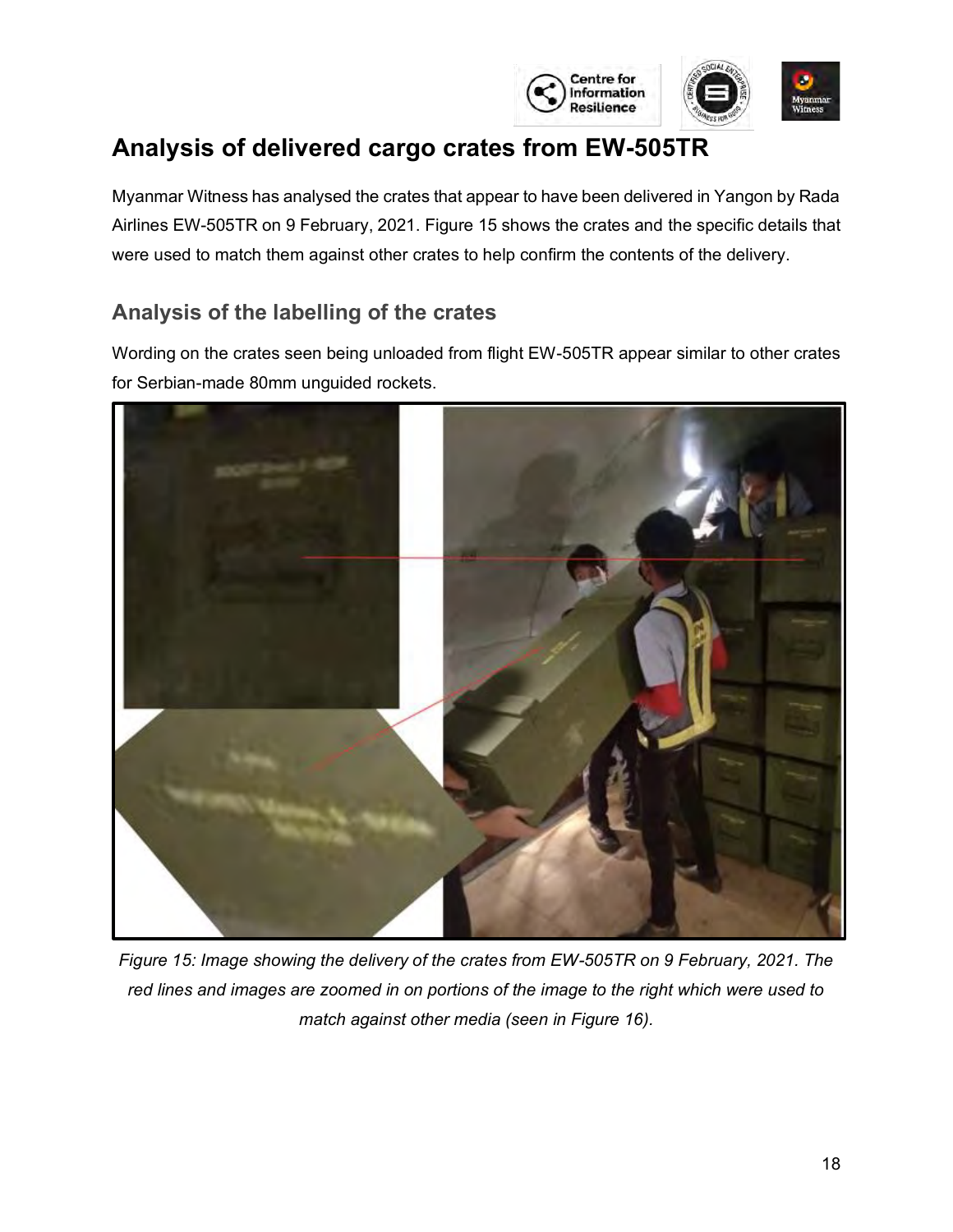# Analysis of delivered cargo crates from EW-505TR

Myanmar Witness has analysed the crates that appear to have been delivered in Yangon by Rada Airlines EW-505TR on 9 February, 2021. Figure 15 shows the crates and the specific details that were used to match them against other crates to help confirm the contents of the delivery.

## Analysis of the labelling of the crates

Wording on the crates seen being unloaded from flight EW-505TR appear similar to other crates for Serbian-made 80mm unguided rockets.

*Figure 15: Image showing the delivery of the crates from EW-505TR on 9 February, 2021. The red lines and images are zoomed in on portions of the image to the right which were used to match against other media (seen in Figure 16).*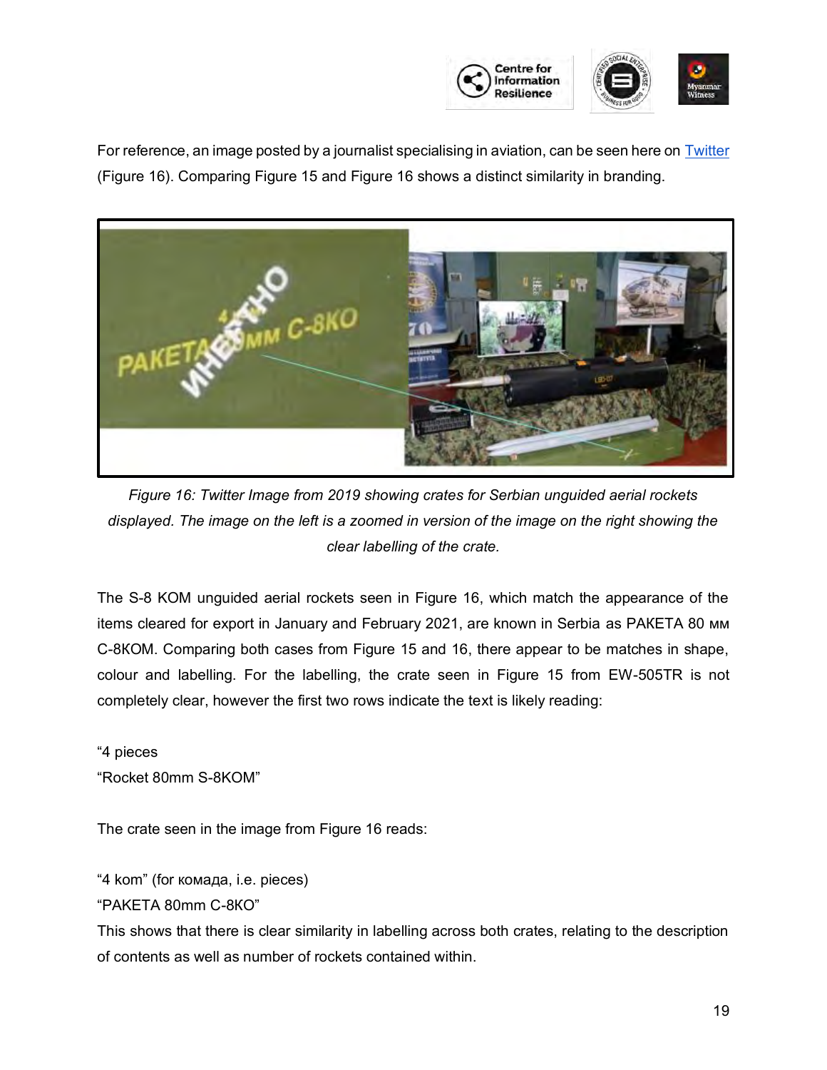For reference, an image posted by a journalist specialising in aviation, can be seen here on [Twitter](#) (Figure 16). Comparing Figure 15 and Figure 16 shows a distinct similarity in branding.

*Figure 16: Twitter Image from 2019 showing crates for Serbian unguided aerial rockets displayed. The image on the left is a zoomed in version of the image on the right showing the clear labelling of the crate.*

The S-8 KOM unguided aerial rockets seen in Figure 16, which match the appearance of the items cleared for export in January and February 2021, are known in Serbia as PAKETA 80 мм C-8KOM. Comparing both cases from Figure 15 and 16, there appear to be matches in shape, colour and labelling. For the labelling, the crate seen in Figure 15 from EW-505TR is not completely clear, however the first two rows indicate the text is likely reading:

"4 pieces
"Rocket 80mm S-8KOM"

The crate seen in the image from Figure 16 reads:

"4 kom" (for комада, i.e. pieces)
"PAKETA 80mm C-8KO"
This shows that there is clear similarity in labelling across both crates, relating to the description of contents as well as number of rockets contained within.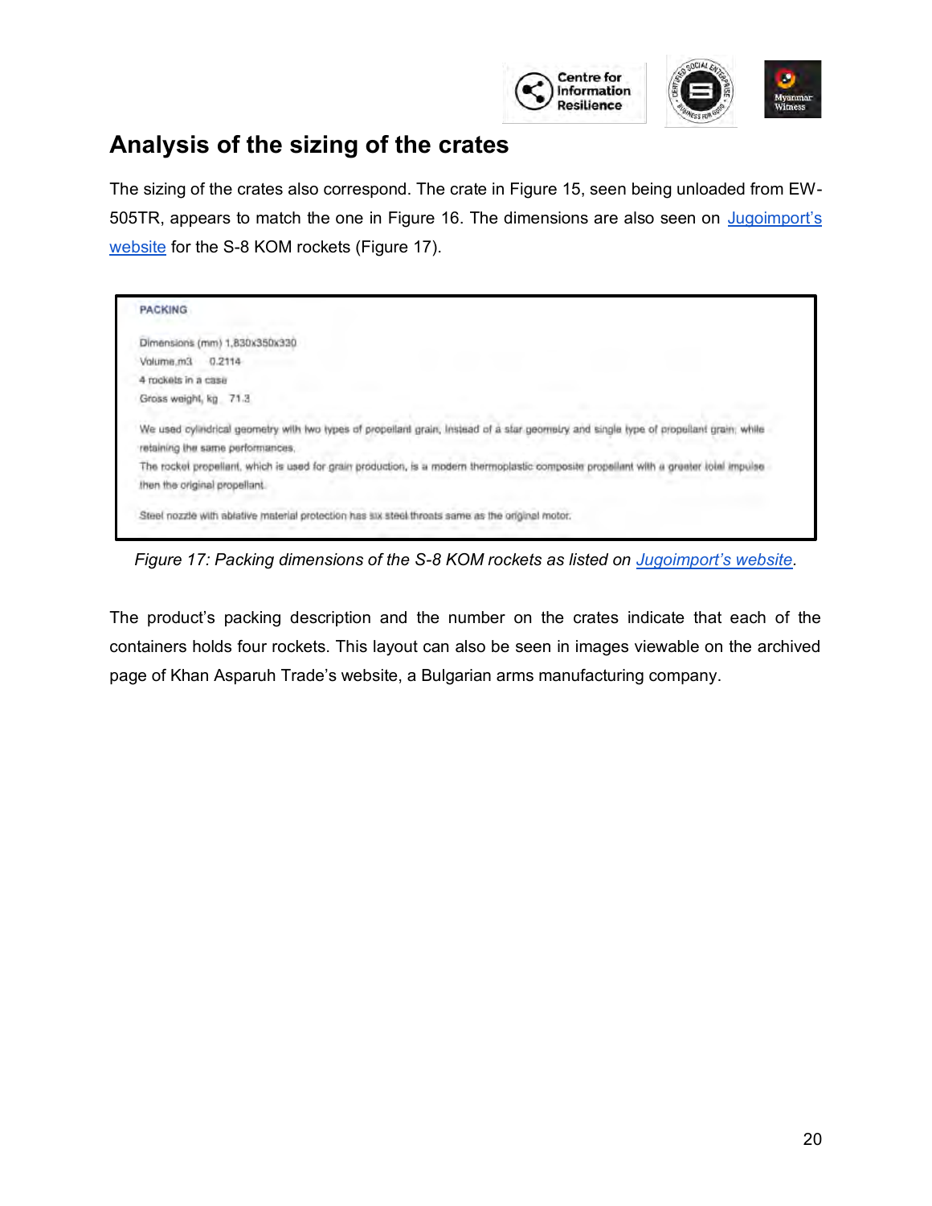## Analysis of the sizing of the crates

The sizing of the crates also correspond. The crate in Figure 15, seen being unloaded from EW-505TR, appears to match the one in Figure 16. The dimensions are also seen on [Jugoimport's website](#) for the S-8 KOM rockets (Figure 17).

**PACKING**

Dimensions (mm) 1,830x350x330

Volume,m3 0.2114

4 rockets in a case

Gross weight, kg 71.3

We used cylindrical geometry with two types of propellant grain, instead of a star geometry and single type of propellant grain; while retaining the same performances.

The rocket propellant, which is used for grain production, is a modern thermoplastic composite propellant with a greater total impulse then the original propellant.

Steel nozzle with ablative material protection has six steel throats same as the original motor.

*Figure 17: Packing dimensions of the S-8 KOM rockets as listed on [Jugoimport's website](#).*

The product's packing description and the number on the crates indicate that each of the containers holds four rockets. This layout can also be seen in images viewable on the archived page of Khan Asparuh Trade's website, a Bulgarian arms manufacturing company.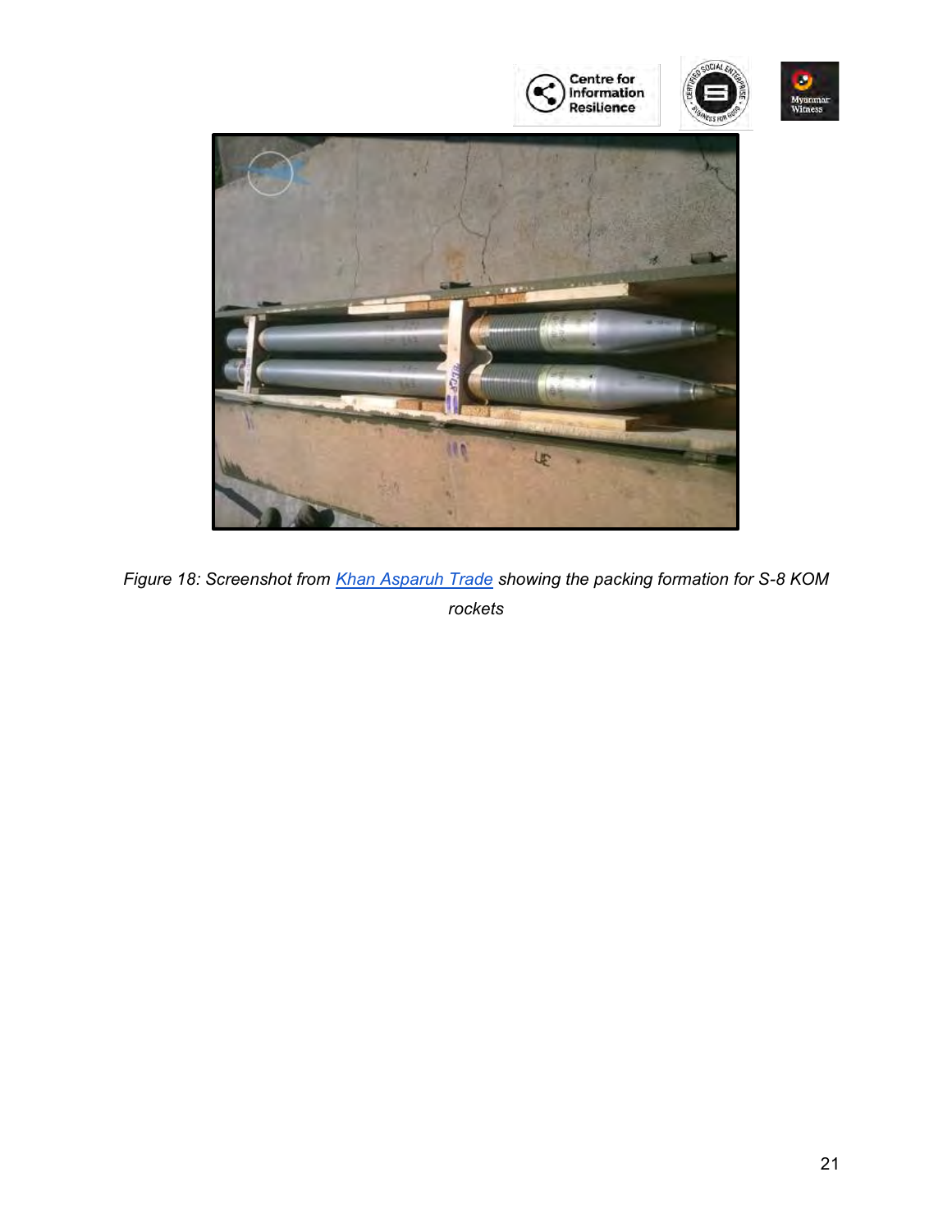*Figure 18: Screenshot from [Khan Asparuh Trade](Khan Asparuh Trade) showing the packing formation for S-8 KOM rockets*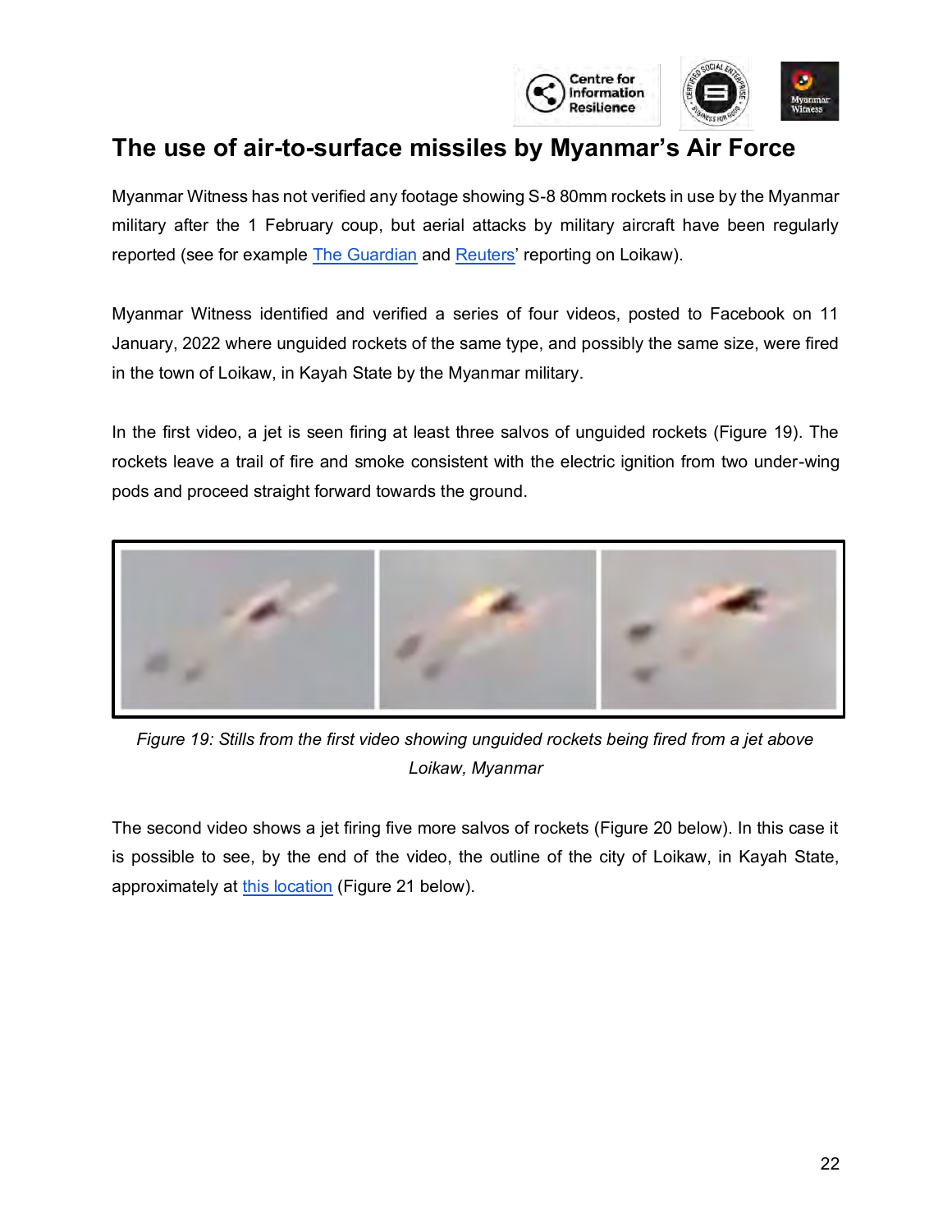# The use of air-to-surface missiles by Myanmar's Air Force

Myanmar Witness has not verified any footage showing S-8 80mm rockets in use by the Myanmar military after the 1 February coup, but aerial attacks by military aircraft have been regularly reported (see for example The Guardian and Reuters' reporting on Loikaw).

Myanmar Witness identified and verified a series of four videos, posted to Facebook on 11 January, 2022 where unguided rockets of the same type, and possibly the same size, were fired in the town of Loikaw, in Kayah State by the Myanmar military.

In the first video, a jet is seen firing at least three salvos of unguided rockets (Figure 19). The rockets leave a trail of fire and smoke consistent with the electric ignition from two under-wing pods and proceed straight forward towards the ground.

*Figure 19: Stills from the first video showing unguided rockets being fired from a jet above Loikaw, Myanmar*

The second video shows a jet firing five more salvos of rockets (Figure 20 below). In this case it is possible to see, by the end of the video, the outline of the city of Loikaw, in Kayah State, approximately at this location (Figure 21 below).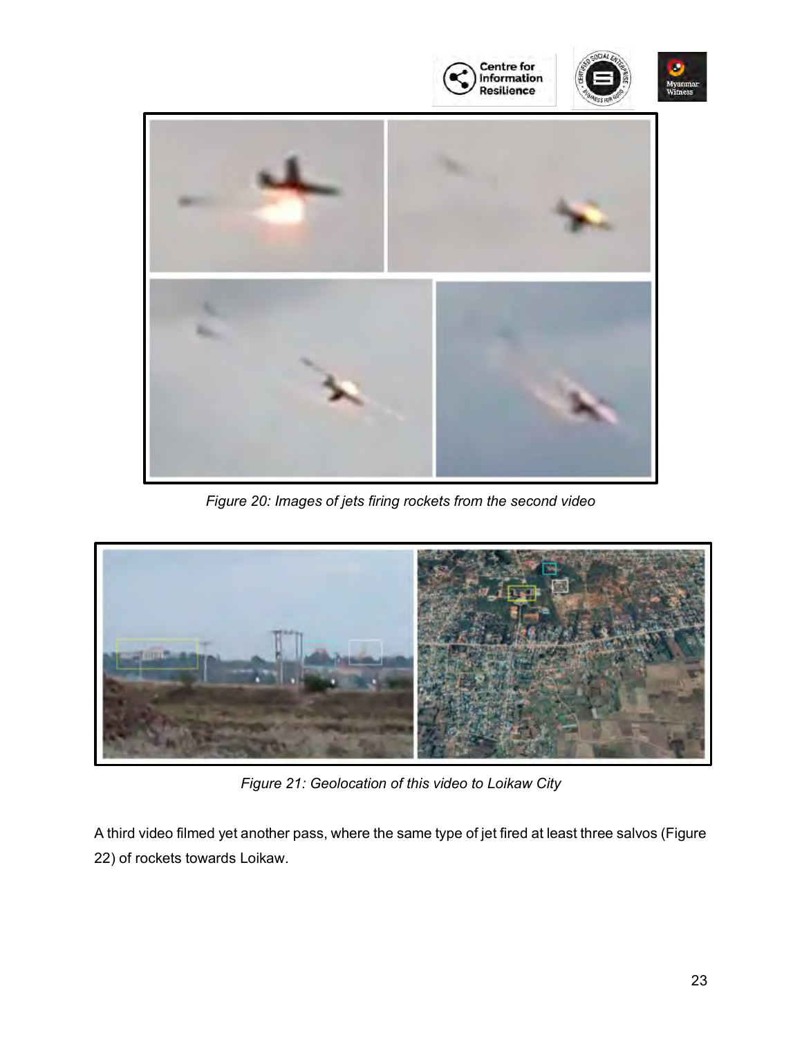*Figure 20: Images of jets firing rockets from the second video*

*Figure 21: Geolocation of this video to Loikaw City*

A third video filmed yet another pass, where the same type of jet fired at least three salvos (Figure 22) of rockets towards Loikaw.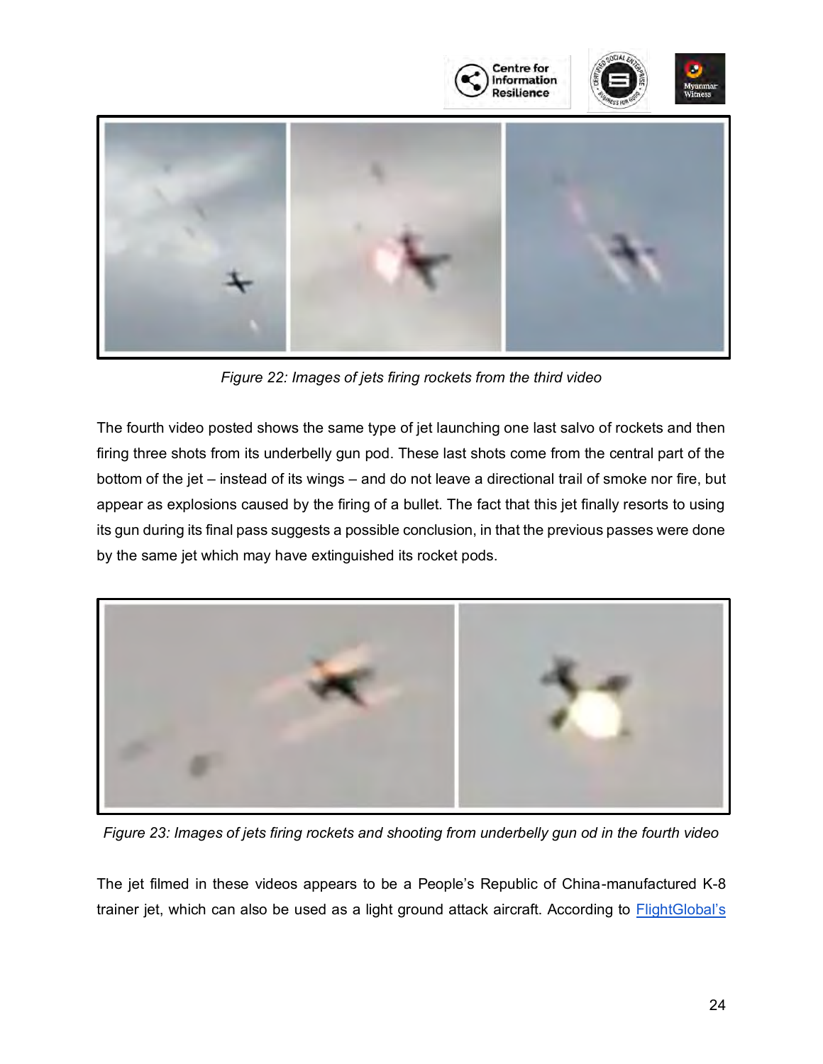*Figure 22: Images of jets firing rockets from the third video*

The fourth video posted shows the same type of jet launching one last salvo of rockets and then firing three shots from its underbelly gun pod. These last shots come from the central part of the bottom of the jet – instead of its wings – and do not leave a directional trail of smoke nor fire, but appear as explosions caused by the firing of a bullet. The fact that this jet finally resorts to using its gun during its final pass suggests a possible conclusion, in that the previous passes were done by the same jet which may have extinguished its rocket pods.

*Figure 23: Images of jets firing rockets and shooting from underbelly gun od in the fourth video*

The jet filmed in these videos appears to be a People's Republic of China-manufactured K-8 trainer jet, which can also be used as a light ground attack aircraft. According to FlightGlobal's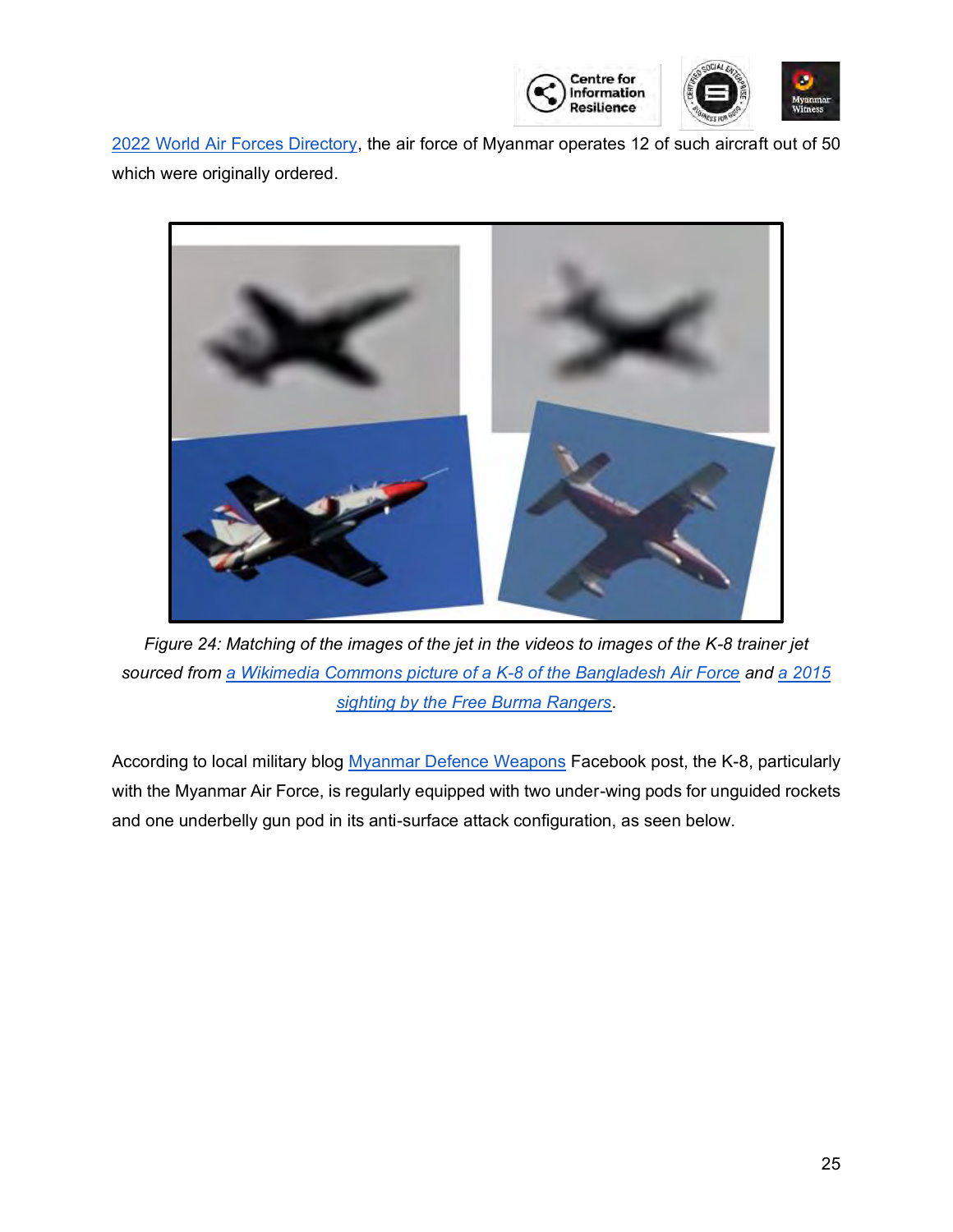[2022 World Air Forces Directory](), the air force of Myanmar operates 12 of such aircraft out of 50 which were originally ordered.

*Figure 24: Matching of the images of the jet in the videos to images of the K-8 trainer jet sourced from [a Wikimedia Commons picture of a K-8 of the Bangladesh Air Force]() and [a 2015 sighting by the Free Burma Rangers]().*

According to local military blog [Myanmar Defence Weapons]() Facebook post, the K-8, particularly with the Myanmar Air Force, is regularly equipped with two under-wing pods for unguided rockets and one underbelly gun pod in its anti-surface attack configuration, as seen below.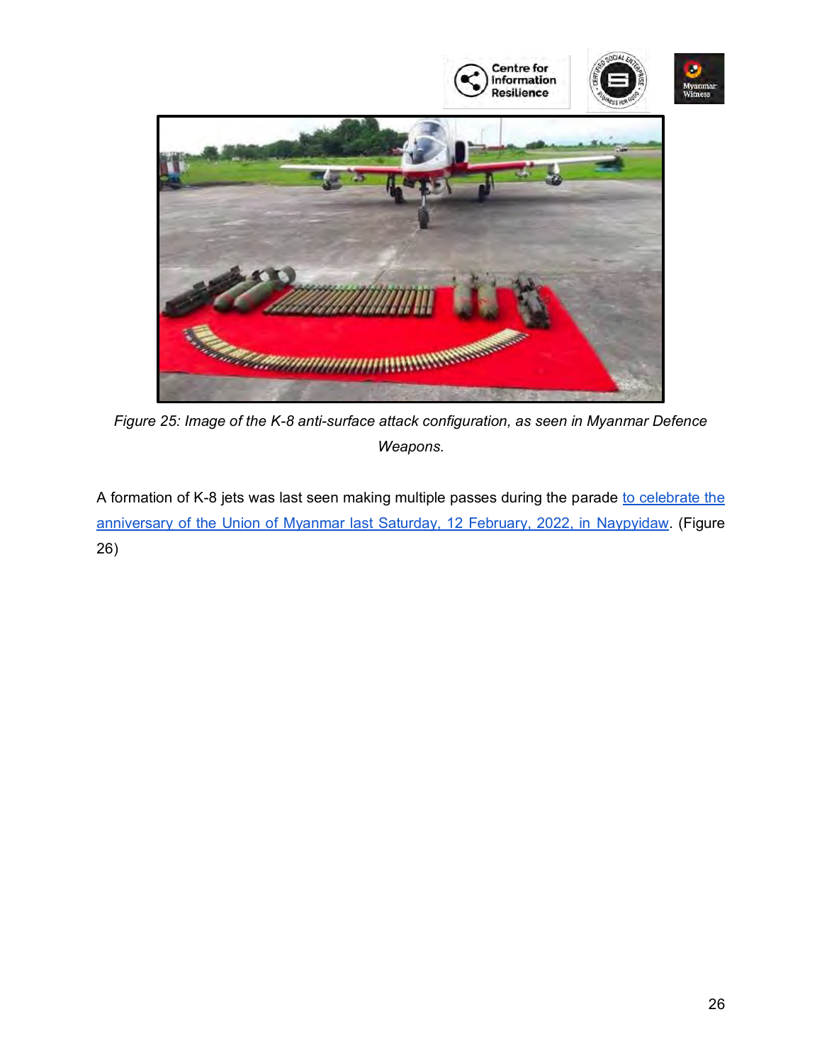*Figure 25: Image of the K-8 anti-surface attack configuration, as seen in Myanmar Defence Weapons.*

A formation of K-8 jets was last seen making multiple passes during the parade to celebrate the anniversary of the Union of Myanmar last Saturday, 12 February, 2022, in Naypyidaw. (Figure 26)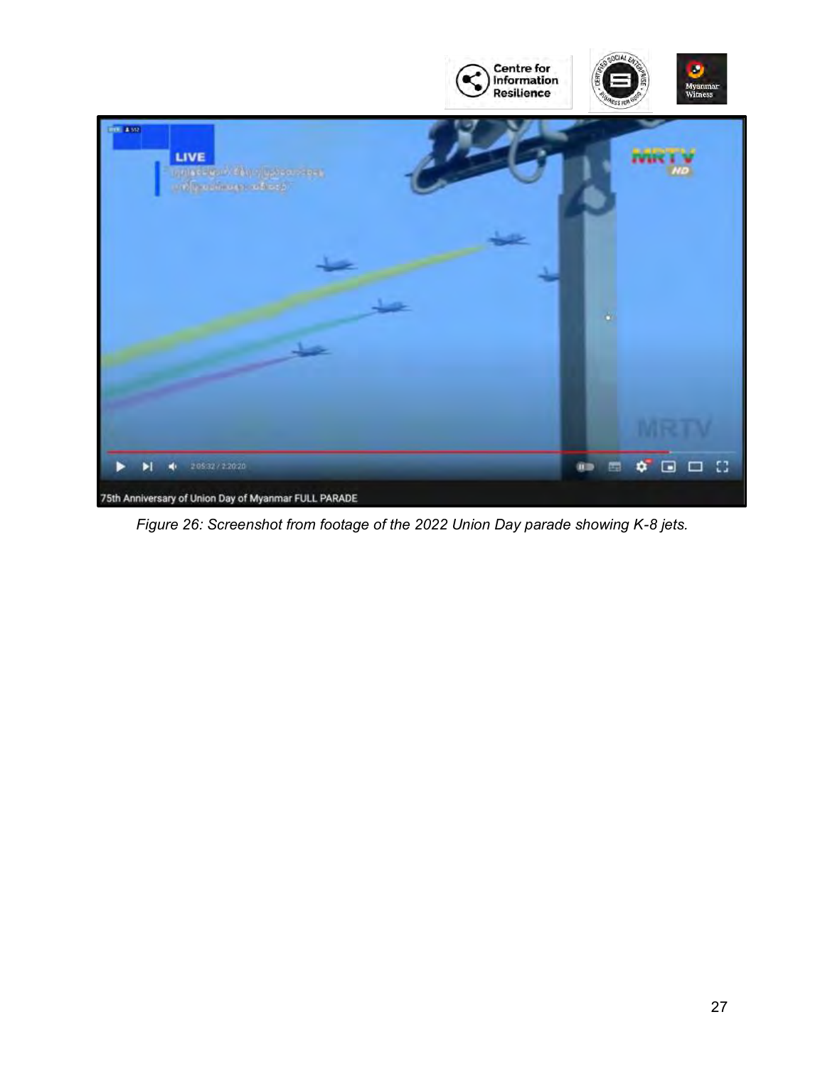*Figure 26: Screenshot from footage of the 2022 Union Day parade showing K-8 jets.*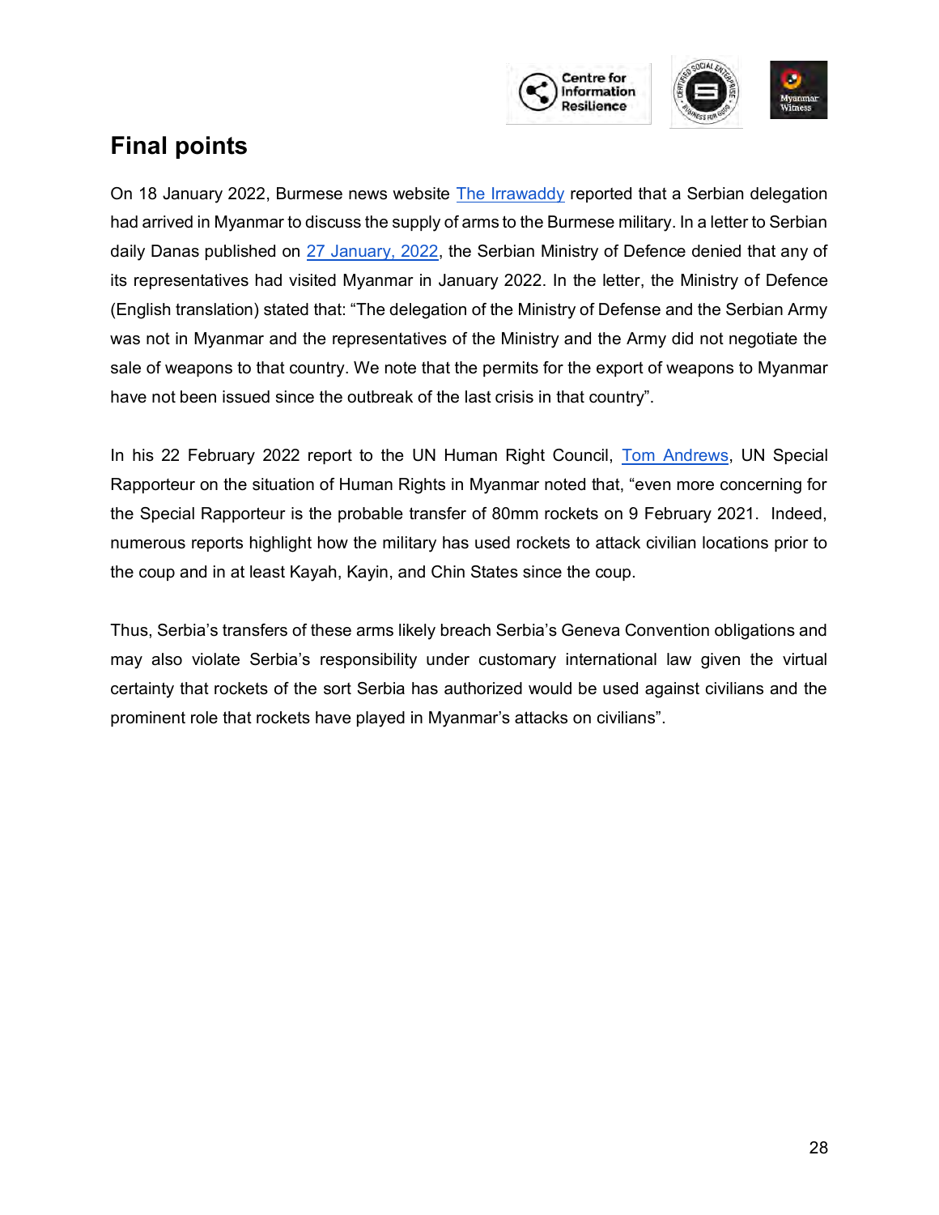## Final points

On 18 January 2022, Burmese news website The Irrawaddy reported that a Serbian delegation had arrived in Myanmar to discuss the supply of arms to the Burmese military. In a letter to Serbian daily Danas published on 27 January, 2022, the Serbian Ministry of Defence denied that any of its representatives had visited Myanmar in January 2022. In the letter, the Ministry of Defence (English translation) stated that: "The delegation of the Ministry of Defense and the Serbian Army was not in Myanmar and the representatives of the Ministry and the Army did not negotiate the sale of weapons to that country. We note that the permits for the export of weapons to Myanmar have not been issued since the outbreak of the last crisis in that country".

In his 22 February 2022 report to the UN Human Right Council, Tom Andrews, UN Special Rapporteur on the situation of Human Rights in Myanmar noted that, "even more concerning for the Special Rapporteur is the probable transfer of 80mm rockets on 9 February 2021. Indeed, numerous reports highlight how the military has used rockets to attack civilian locations prior to the coup and in at least Kayah, Kayin, and Chin States since the coup.

Thus, Serbia's transfers of these arms likely breach Serbia's Geneva Convention obligations and may also violate Serbia's responsibility under customary international law given the virtual certainty that rockets of the sort Serbia has authorized would be used against civilians and the prominent role that rockets have played in Myanmar's attacks on civilians".